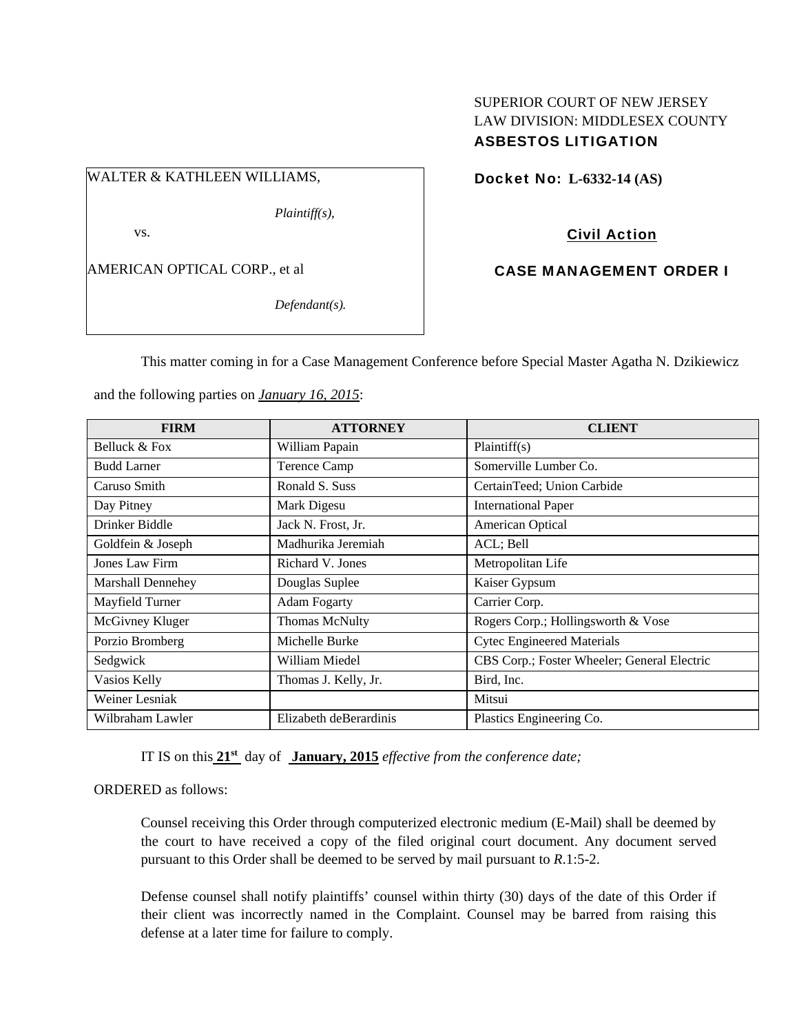SUPERIOR COURT OF NEW JERSEY
LAW DIVISION: MIDDLESEX COUNTY
**ASBESTOS LITIGATION**

WALTER & KATHLEEN WILLIAMS,

*Plaintiff(s),*

vs.

AMERICAN OPTICAL CORP., et al

*Defendant(s).*

**Docket No: L-6332-14 (AS)**

**Civil Action**

**CASE MANAGEMENT ORDER I**

This matter coming in for a Case Management Conference before Special Master Agatha N. Dzikiewicz and the following parties on ***January 16, 2015***:

| FIRM | ATTORNEY | CLIENT |
|---|---|---|
| Belluck & Fox | William Papain | Plaintiff(s) |
| Budd Larner | Terence Camp | Somerville Lumber Co. |
| Caruso Smith | Ronald S. Suss | CertainTeed; Union Carbide |
| Day Pitney | Mark Digesu | International Paper |
| Drinker Biddle | Jack N. Frost, Jr. | American Optical |
| Goldfein & Joseph | Madhurika Jeremiah | ACL; Bell |
| Jones Law Firm | Richard V. Jones | Metropolitan Life |
| Marshall Dennehey | Douglas Suplee | Kaiser Gypsum |
| Mayfield Turner | Adam Fogarty | Carrier Corp. |
| McGivney Kluger | Thomas McNulty | Rogers Corp.; Hollingsworth & Vose |
| Porzio Bromberg | Michelle Burke | Cytec Engineered Materials |
| Sedgwick | William Miedel | CBS Corp.; Foster Wheeler; General Electric |
| Vasios Kelly | Thomas J. Kelly, Jr. | Bird, Inc. |
| Weiner Lesniak | | Mitsui |
| Wilbraham Lawler | Elizabeth deBerardinis | Plastics Engineering Co. |

IT IS on this **21st** day of **January, 2015** *effective from the conference date;*

ORDERED as follows:

Counsel receiving this Order through computerized electronic medium (E-Mail) shall be deemed by the court to have received a copy of the filed original court document. Any document served pursuant to this Order shall be deemed to be served by mail pursuant to *R*.1:5-2.

Defense counsel shall notify plaintiffs' counsel within thirty (30) days of the date of this Order if their client was incorrectly named in the Complaint. Counsel may be barred from raising this defense at a later time for failure to comply.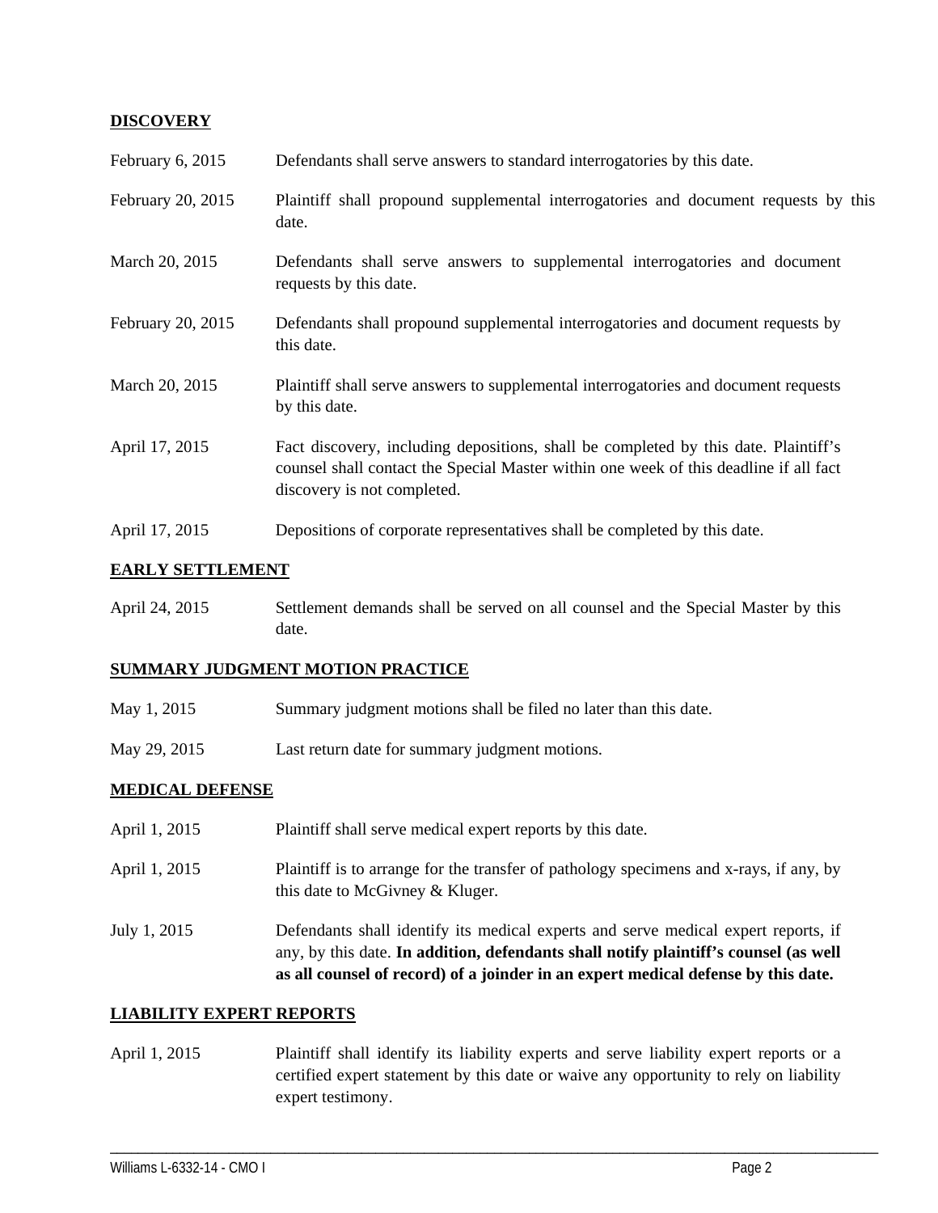## DISCOVERY

| | |
|---|---|
| February 6, 2015 | Defendants shall serve answers to standard interrogatories by this date. |
| February 20, 2015 | Plaintiff shall propound supplemental interrogatories and document requests by this date. |
| March 20, 2015 | Defendants shall serve answers to supplemental interrogatories and document requests by this date. |
| February 20, 2015 | Defendants shall propound supplemental interrogatories and document requests by this date. |
| March 20, 2015 | Plaintiff shall serve answers to supplemental interrogatories and document requests by this date. |
| April 17, 2015 | Fact discovery, including depositions, shall be completed by this date. Plaintiff's counsel shall contact the Special Master within one week of this deadline if all fact discovery is not completed. |
| April 17, 2015 | Depositions of corporate representatives shall be completed by this date. |

## EARLY SETTLEMENT

| | |
|---|---|
| April 24, 2015 | Settlement demands shall be served on all counsel and the Special Master by this date. |

## SUMMARY JUDGMENT MOTION PRACTICE

| | |
|---|---|
| May 1, 2015 | Summary judgment motions shall be filed no later than this date. |
| May 29, 2015 | Last return date for summary judgment motions. |

## MEDICAL DEFENSE

| | |
|---|---|
| April 1, 2015 | Plaintiff shall serve medical expert reports by this date. |
| April 1, 2015 | Plaintiff is to arrange for the transfer of pathology specimens and x-rays, if any, by this date to McGivney & Kluger. |
| July 1, 2015 | Defendants shall identify its medical experts and serve medical expert reports, if any, by this date. **In addition, defendants shall notify plaintiff's counsel (as well as all counsel of record) of a joinder in an expert medical defense by this date.** |

## LIABILITY EXPERT REPORTS

| | |
|---|---|
| April 1, 2015 | Plaintiff shall identify its liability experts and serve liability expert reports or a certified expert statement by this date or waive any opportunity to rely on liability expert testimony. |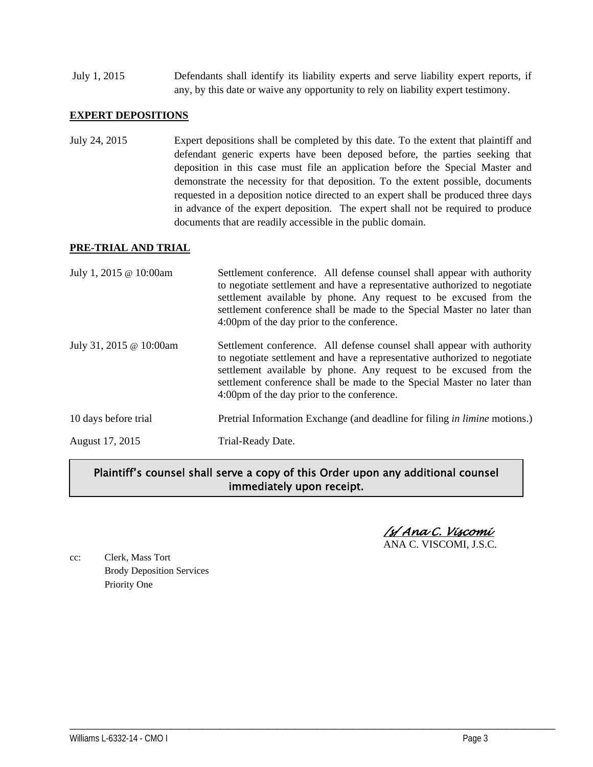| | |
|---|---|
| July 1, 2015 | Defendants shall identify its liability experts and serve liability expert reports, if any, by this date or waive any opportunity to rely on liability expert testimony. |

**EXPERT DEPOSITIONS**

| | |
|---|---|
| July 24, 2015 | Expert depositions shall be completed by this date. To the extent that plaintiff and defendant generic experts have been deposed before, the parties seeking that deposition in this case must file an application before the Special Master and demonstrate the necessity for that deposition. To the extent possible, documents requested in a deposition notice directed to an expert shall be produced three days in advance of the expert deposition. The expert shall not be required to produce documents that are readily accessible in the public domain. |

**PRE-TRIAL AND TRIAL**

| | |
|---|---|
| July 1, 2015 @ 10:00am | Settlement conference. All defense counsel shall appear with authority to negotiate settlement and have a representative authorized to negotiate settlement available by phone. Any request to be excused from the settlement conference shall be made to the Special Master no later than 4:00pm of the day prior to the conference. |
| July 31, 2015 @ 10:00am | Settlement conference. All defense counsel shall appear with authority to negotiate settlement and have a representative authorized to negotiate settlement available by phone. Any request to be excused from the settlement conference shall be made to the Special Master no later than 4:00pm of the day prior to the conference. |
| 10 days before trial | Pretrial Information Exchange (and deadline for filing *in limine* motions.) |
| August 17, 2015 | Trial-Ready Date. |

**Plaintiff's counsel shall serve a copy of this Order upon any additional counsel immediately upon receipt.**

/s/ Ana C. Viscomi
ANA C. VISCOMI, J.S.C.

cc: Clerk, Mass Tort
Brody Deposition Services
Priority One